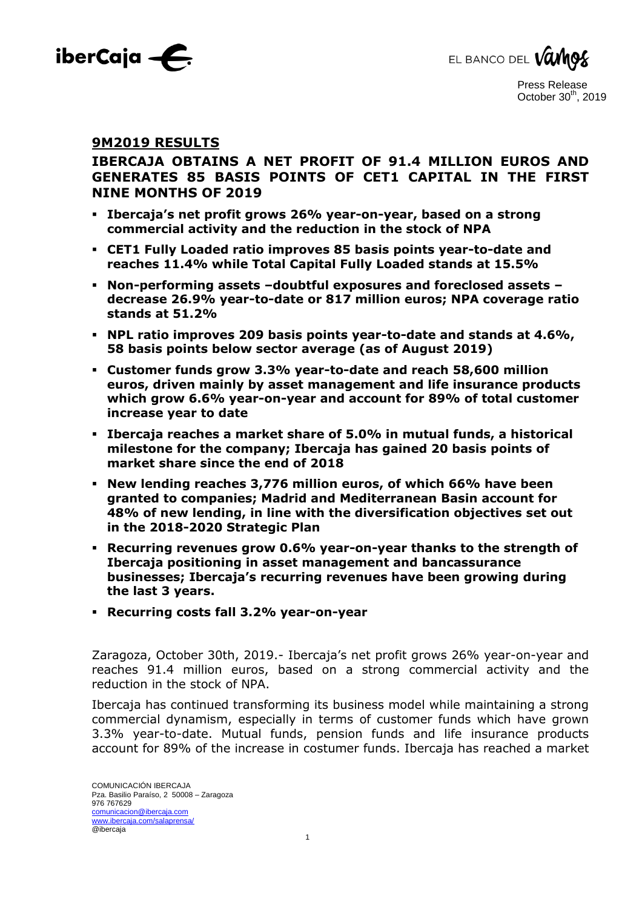Press Release
October 30th, 2019

## 9M2019 RESULTS

# IBERCAJA OBTAINS A NET PROFIT OF 91.4 MILLION EUROS AND GENERATES 85 BASIS POINTS OF CET1 CAPITAL IN THE FIRST NINE MONTHS OF 2019

- **Ibercaja's net profit grows 26% year-on-year, based on a strong commercial activity and the reduction in the stock of NPA**
- **CET1 Fully Loaded ratio improves 85 basis points year-to-date and reaches 11.4% while Total Capital Fully Loaded stands at 15.5%**
- **Non-performing assets –doubtful exposures and foreclosed assets – decrease 26.9% year-to-date or 817 million euros; NPA coverage ratio stands at 51.2%**
- **NPL ratio improves 209 basis points year-to-date and stands at 4.6%, 58 basis points below sector average (as of August 2019)**
- **Customer funds grow 3.3% year-to-date and reach 58,600 million euros, driven mainly by asset management and life insurance products which grow 6.6% year-on-year and account for 89% of total customer increase year to date**
- **Ibercaja reaches a market share of 5.0% in mutual funds, a historical milestone for the company; Ibercaja has gained 20 basis points of market share since the end of 2018**
- **New lending reaches 3,776 million euros, of which 66% have been granted to companies; Madrid and Mediterranean Basin account for 48% of new lending, in line with the diversification objectives set out in the 2018-2020 Strategic Plan**
- **Recurring revenues grow 0.6% year-on-year thanks to the strength of Ibercaja positioning in asset management and bancassurance businesses; Ibercaja's recurring revenues have been growing during the last 3 years.**
- **Recurring costs fall 3.2% year-on-year**

Zaragoza, October 30th, 2019.- Ibercaja's net profit grows 26% year-on-year and reaches 91.4 million euros, based on a strong commercial activity and the reduction in the stock of NPA.

Ibercaja has continued transforming its business model while maintaining a strong commercial dynamism, especially in terms of customer funds which have grown 3.3% year-to-date. Mutual funds, pension funds and life insurance products account for 89% of the increase in costumer funds. Ibercaja has reached a market

COMUNICACIÓN IBERCAJA
Pza. Basilio Paraíso, 2 50008 – Zaragoza
976 767629
comunicacion@ibercaja.com
www.ibercaja.com/salaprensa/
@ibercaja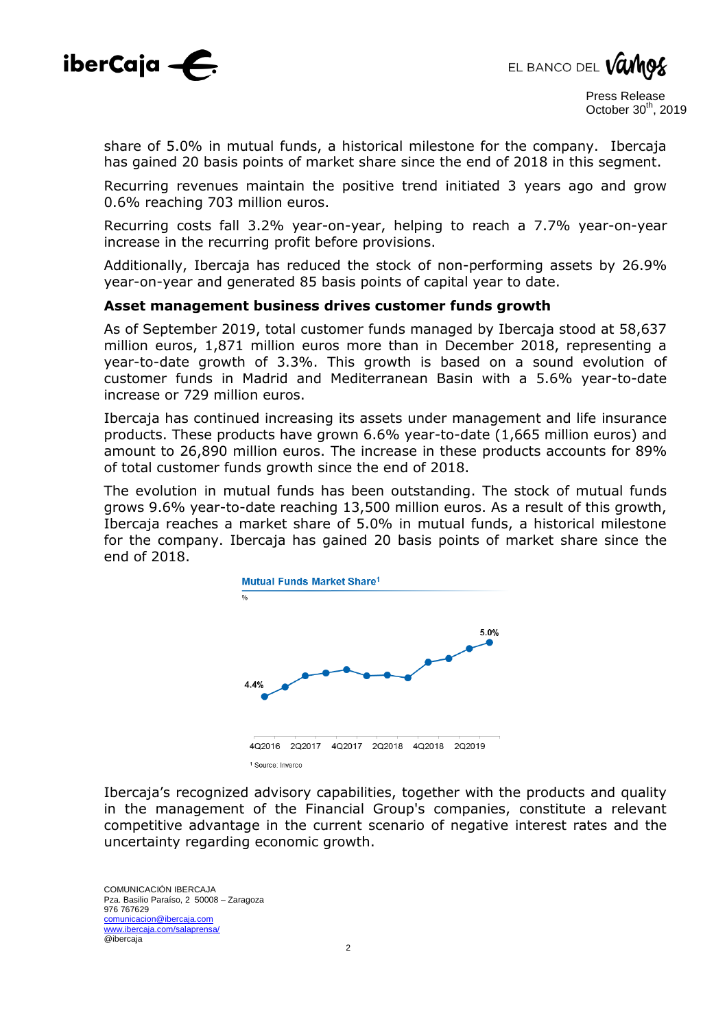share of 5.0% in mutual funds, a historical milestone for the company. Ibercaja has gained 20 basis points of market share since the end of 2018 in this segment.

Recurring revenues maintain the positive trend initiated 3 years ago and grow 0.6% reaching 703 million euros.

Recurring costs fall 3.2% year-on-year, helping to reach a 7.7% year-on-year increase in the recurring profit before provisions.

Additionally, Ibercaja has reduced the stock of non-performing assets by 26.9% year-on-year and generated 85 basis points of capital year to date.

**Asset management business drives customer funds growth**

As of September 2019, total customer funds managed by Ibercaja stood at 58,637 million euros, 1,871 million euros more than in December 2018, representing a year-to-date growth of 3.3%. This growth is based on a sound evolution of customer funds in Madrid and Mediterranean Basin with a 5.6% year-to-date increase or 729 million euros.

Ibercaja has continued increasing its assets under management and life insurance products. These products have grown 6.6% year-to-date (1,665 million euros) and amount to 26,890 million euros. The increase in these products accounts for 89% of total customer funds growth since the end of 2018.

The evolution in mutual funds has been outstanding. The stock of mutual funds grows 9.6% year-to-date reaching 13,500 million euros. As a result of this growth, Ibercaja reaches a market share of 5.0% in mutual funds, a historical milestone for the company. Ibercaja has gained 20 basis points of market share since the end of 2018.

**Mutual Funds Market Share**[1]

%

4.4% (4Q2016) ... 5.0% (3Q2019)

4Q2016 2Q2017 4Q2017 2Q2018 4Q2018 2Q2019

[1] Source: Inverco

Ibercaja's recognized advisory capabilities, together with the products and quality in the management of the Financial Group's companies, constitute a relevant competitive advantage in the current scenario of negative interest rates and the uncertainty regarding economic growth.

COMUNICACIÓN IBERCAJA
Pza. Basilio Paraíso, 2 50008 – Zaragoza
976 767629
comunicacion@ibercaja.com
www.ibercaja.com/salaprensa/
@ibercaja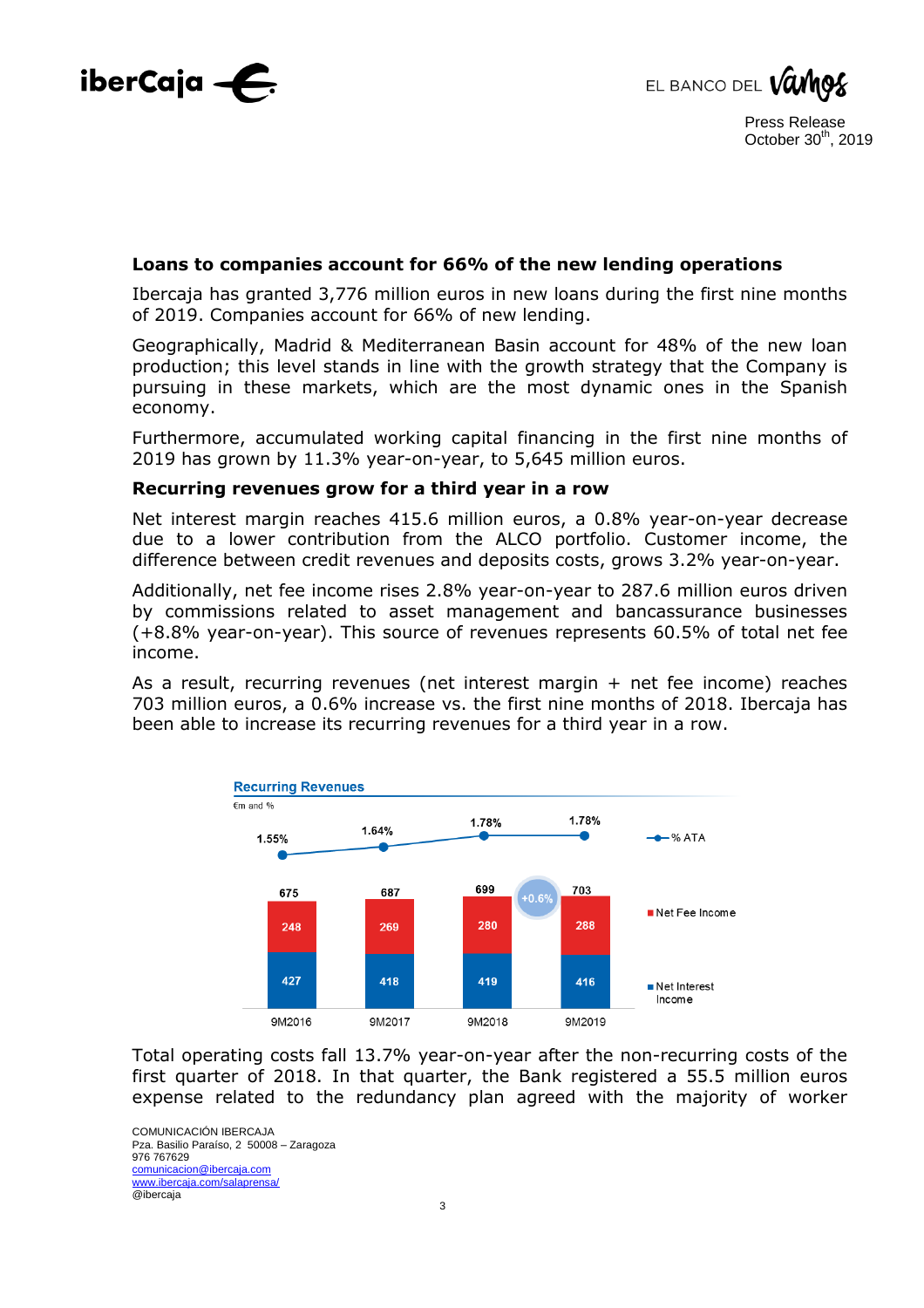**Loans to companies account for 66% of the new lending operations**

Ibercaja has granted 3,776 million euros in new loans during the first nine months of 2019. Companies account for 66% of new lending.

Geographically, Madrid & Mediterranean Basin account for 48% of the new loan production; this level stands in line with the growth strategy that the Company is pursuing in these markets, which are the most dynamic ones in the Spanish economy.

Furthermore, accumulated working capital financing in the first nine months of 2019 has grown by 11.3% year-on-year, to 5,645 million euros.

**Recurring revenues grow for a third year in a row**

Net interest margin reaches 415.6 million euros, a 0.8% year-on-year decrease due to a lower contribution from the ALCO portfolio. Customer income, the difference between credit revenues and deposits costs, grows 3.2% year-on-year.

Additionally, net fee income rises 2.8% year-on-year to 287.6 million euros driven by commissions related to asset management and bancassurance businesses (+8.8% year-on-year). This source of revenues represents 60.5% of total net fee income.

As a result, recurring revenues (net interest margin + net fee income) reaches 703 million euros, a 0.6% increase vs. the first nine months of 2018. Ibercaja has been able to increase its recurring revenues for a third year in a row.

**Recurring Revenues**

€m and %

| | 9M2016 | 9M2017 | 9M2018 | 9M2019 |
|---|---|---|---|---|
| % ATA | 1.55% | 1.64% | 1.78% | 1.78% |
| Net Fee Income | 248 | 269 | 280 | 288 |
| Net Interest Income | 427 | 418 | 419 | 416 |
| Total | 675 | 687 | 699 | 703 |

+0.6%

Total operating costs fall 13.7% year-on-year after the non-recurring costs of the first quarter of 2018. In that quarter, the Bank registered a 55.5 million euros expense related to the redundancy plan agreed with the majority of worker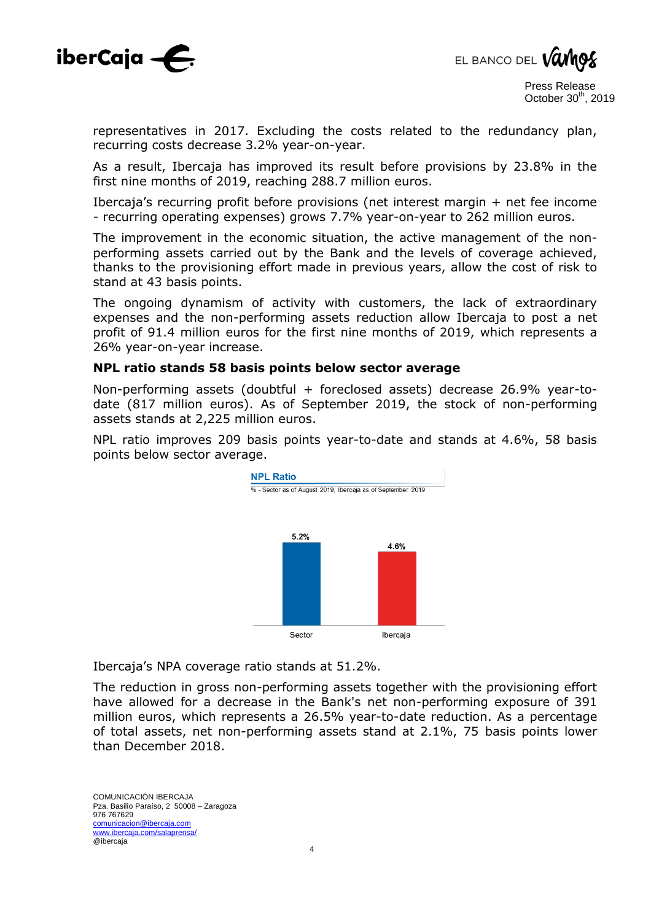representatives in 2017. Excluding the costs related to the redundancy plan, recurring costs decrease 3.2% year-on-year.

As a result, Ibercaja has improved its result before provisions by 23.8% in the first nine months of 2019, reaching 288.7 million euros.

Ibercaja's recurring profit before provisions (net interest margin + net fee income - recurring operating expenses) grows 7.7% year-on-year to 262 million euros.

The improvement in the economic situation, the active management of the non-performing assets carried out by the Bank and the levels of coverage achieved, thanks to the provisioning effort made in previous years, allow the cost of risk to stand at 43 basis points.

The ongoing dynamism of activity with customers, the lack of extraordinary expenses and the non-performing assets reduction allow Ibercaja to post a net profit of 91.4 million euros for the first nine months of 2019, which represents a 26% year-on-year increase.

**NPL ratio stands 58 basis points below sector average**

Non-performing assets (doubtful + foreclosed assets) decrease 26.9% year-to-date (817 million euros). As of September 2019, the stock of non-performing assets stands at 2,225 million euros.

NPL ratio improves 209 basis points year-to-date and stands at 4.6%, 58 basis points below sector average.

**NPL Ratio**

% - Sector as of August 2019, Ibercaja as of September 2019

| Sector | Ibercaja |
|---|---|
| 5.2% | 4.6% |

Ibercaja's NPA coverage ratio stands at 51.2%.

The reduction in gross non-performing assets together with the provisioning effort have allowed for a decrease in the Bank's net non-performing exposure of 391 million euros, which represents a 26.5% year-to-date reduction. As a percentage of total assets, net non-performing assets stand at 2.1%, 75 basis points lower than December 2018.

COMUNICACIÓN IBERCAJA
Pza. Basilio Paraíso, 2 50008 – Zaragoza
976 767629
comunicacion@ibercaja.com
www.ibercaja.com/salaprensa/
@ibercaja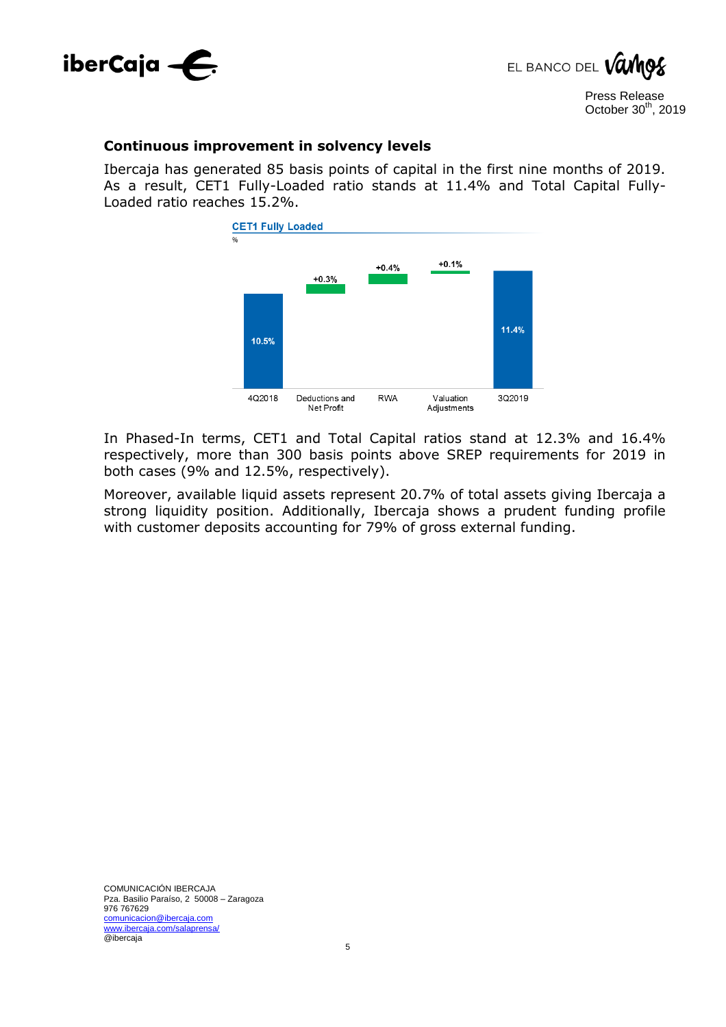## Continuous improvement in solvency levels

Ibercaja has generated 85 basis points of capital in the first nine months of 2019. As a result, CET1 Fully-Loaded ratio stands at 11.4% and Total Capital Fully-Loaded ratio reaches 15.2%.

**CET1 Fully Loaded**

%

| 4Q2018 | Deductions and Net Profit | RWA | Valuation Adjustments | 3Q2019 |
|---|---|---|---|---|
| 10.5% | +0.3% | +0.4% | +0.1% | 11.4% |

In Phased-In terms, CET1 and Total Capital ratios stand at 12.3% and 16.4% respectively, more than 300 basis points above SREP requirements for 2019 in both cases (9% and 12.5%, respectively).

Moreover, available liquid assets represent 20.7% of total assets giving Ibercaja a strong liquidity position. Additionally, Ibercaja shows a prudent funding profile with customer deposits accounting for 79% of gross external funding.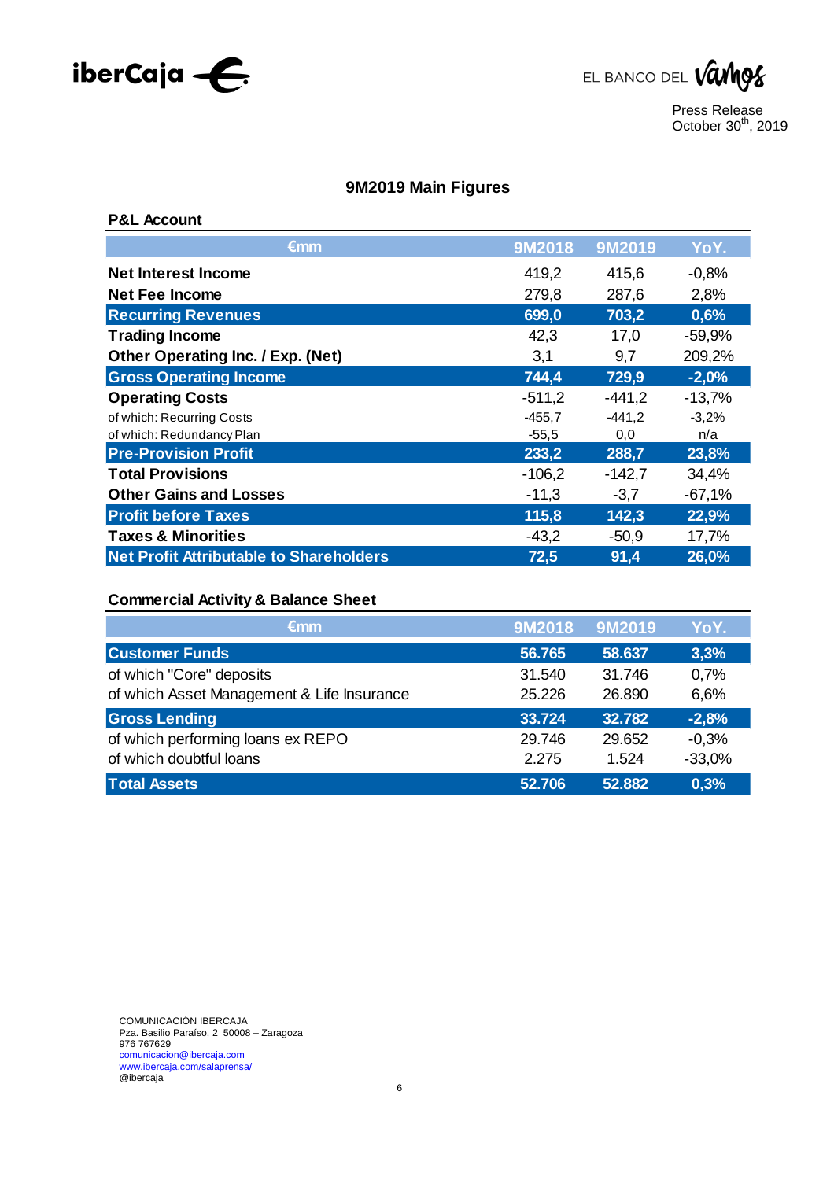Press Release
October 30th, 2019

## 9M2019 Main Figures

### P&L Account

| €mm | 9M2018 | 9M2019 | YoY. |
|---|---|---|---|
| **Net Interest Income** | 419,2 | 415,6 | -0,8% |
| **Net Fee Income** | 279,8 | 287,6 | 2,8% |
| **Recurring Revenues** | **699,0** | **703,2** | **0,6%** |
| **Trading Income** | 42,3 | 17,0 | -59,9% |
| **Other Operating Inc. / Exp. (Net)** | 3,1 | 9,7 | 209,2% |
| **Gross Operating Income** | **744,4** | **729,9** | **-2,0%** |
| **Operating Costs** | -511,2 | -441,2 | -13,7% |
| of which: Recurring Costs | -455,7 | -441,2 | -3,2% |
| of which: Redundancy Plan | -55,5 | 0,0 | n/a |
| **Pre-Provision Profit** | **233,2** | **288,7** | **23,8%** |
| **Total Provisions** | -106,2 | -142,7 | 34,4% |
| **Other Gains and Losses** | -11,3 | -3,7 | -67,1% |
| **Profit before Taxes** | **115,8** | **142,3** | **22,9%** |
| **Taxes & Minorities** | -43,2 | -50,9 | 17,7% |
| **Net Profit Attributable to Shareholders** | **72,5** | **91,4** | **26,0%** |

### Commercial Activity & Balance Sheet

| €mm | 9M2018 | 9M2019 | YoY. |
|---|---|---|---|
| **Customer Funds** | **56.765** | **58.637** | **3,3%** |
| of which "Core" deposits | 31.540 | 31.746 | 0,7% |
| of which Asset Management & Life Insurance | 25.226 | 26.890 | 6,6% |
| **Gross Lending** | **33.724** | **32.782** | **-2,8%** |
| of which performing loans ex REPO | 29.746 | 29.652 | -0,3% |
| of which doubtful loans | 2.275 | 1.524 | -33,0% |
| **Total Assets** | **52.706** | **52.882** | **0,3%** |

COMUNICACIÓN IBERCAJA
Pza. Basilio Paraíso, 2 50008 – Zaragoza
976 767629
comunicacion@ibercaja.com
www.ibercaja.com/salaprensa/
@ibercaja